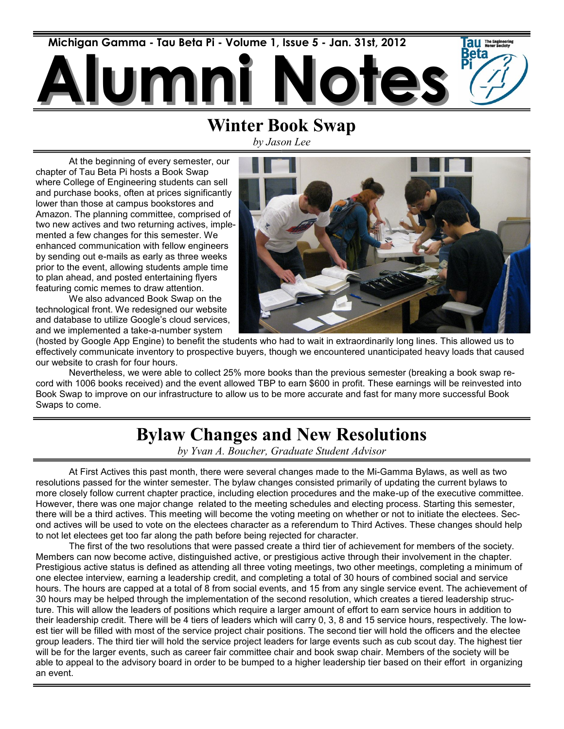Michigan Gamma - Tau Beta Pi - Volume 1, Issue 5 - Jan. 31st, 2012

# Alumni Notes

## Winter Book Swap

*by Jason Lee*

At the beginning of every semester, our chapter of Tau Beta Pi hosts a Book Swap where College of Engineering students can sell and purchase books, often at prices significantly lower than those at campus bookstores and Amazon. The planning committee, comprised of two new actives and two returning actives, implemented a few changes for this semester. We enhanced communication with fellow engineers by sending out e-mails as early as three weeks prior to the event, allowing students ample time to plan ahead, and posted entertaining flyers featuring comic memes to draw attention.

We also advanced Book Swap on the technological front. We redesigned our website and database to utilize Google's cloud services, and we implemented a take-a-number system (hosted by Google App Engine) to benefit the students who had to wait in extraordinarily long lines. This allowed us to effectively communicate inventory to prospective buyers, though we encountered unanticipated heavy loads that caused our website to crash for four hours.

Nevertheless, we were able to collect 25% more books than the previous semester (breaking a book swap record with 1006 books received) and the event allowed TBP to earn $600 in profit. These earnings will be reinvested into Book Swap to improve on our infrastructure to allow us to be more accurate and fast for many more successful Book Swaps to come.

## Bylaw Changes and New Resolutions

*by Yvan A. Boucher, Graduate Student Advisor*

At First Actives this past month, there were several changes made to the Mi-Gamma Bylaws, as well as two resolutions passed for the winter semester. The bylaw changes consisted primarily of updating the current bylaws to more closely follow current chapter practice, including election procedures and the make-up of the executive committee. However, there was one major change related to the meeting schedules and electing process. Starting this semester, there will be a third actives. This meeting will become the voting meeting on whether or not to initiate the electees. Second actives will be used to vote on the electees character as a referendum to Third Actives. These changes should help to not let electees get too far along the path before being rejected for character.

The first of the two resolutions that were passed create a third tier of achievement for members of the society. Members can now become active, distinguished active, or prestigious active through their involvement in the chapter. Prestigious active status is defined as attending all three voting meetings, two other meetings, completing a minimum of one electee interview, earning a leadership credit, and completing a total of 30 hours of combined social and service hours. The hours are capped at a total of 8 from social events, and 15 from any single service event. The achievement of 30 hours may be helped through the implementation of the second resolution, which creates a tiered leadership structure. This will allow the leaders of positions which require a larger amount of effort to earn service hours in addition to their leadership credit. There will be 4 tiers of leaders which will carry 0, 3, 8 and 15 service hours, respectively. The lowest tier will be filled with most of the service project chair positions. The second tier will hold the officers and the electee group leaders. The third tier will hold the service project leaders for large events such as cub scout day. The highest tier will be for the larger events, such as career fair committee chair and book swap chair. Members of the society will be able to appeal to the advisory board in order to be bumped to a higher leadership tier based on their effort in organizing an event.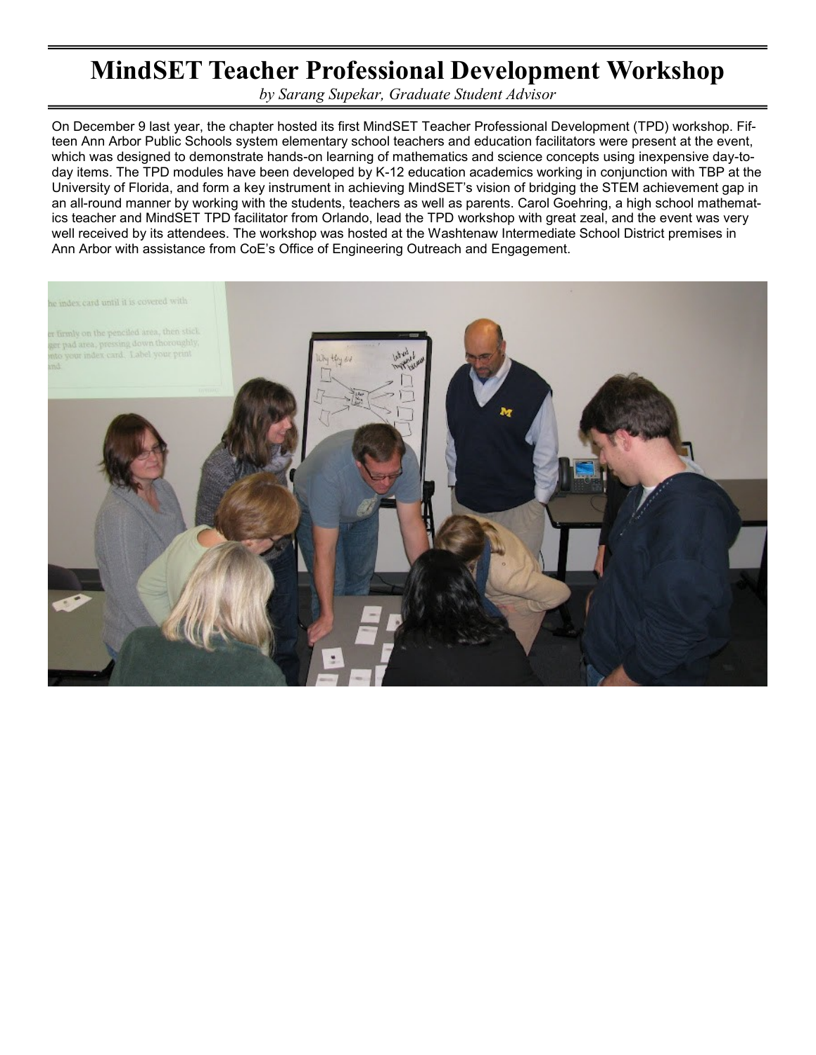# MindSET Teacher Professional Development Workshop

*by Sarang Supekar, Graduate Student Advisor*

On December 9 last year, the chapter hosted its first MindSET Teacher Professional Development (TPD) workshop. Fifteen Ann Arbor Public Schools system elementary school teachers and education facilitators were present at the event, which was designed to demonstrate hands-on learning of mathematics and science concepts using inexpensive day-to-day items. The TPD modules have been developed by K-12 education academics working in conjunction with TBP at the University of Florida, and form a key instrument in achieving MindSET's vision of bridging the STEM achievement gap in an all-round manner by working with the students, teachers as well as parents. Carol Goehring, a high school mathematics teacher and MindSET TPD facilitator from Orlando, lead the TPD workshop with great zeal, and the event was very well received by its attendees. The workshop was hosted at the Washtenaw Intermediate School District premises in Ann Arbor with assistance from CoE's Office of Engineering Outreach and Engagement.